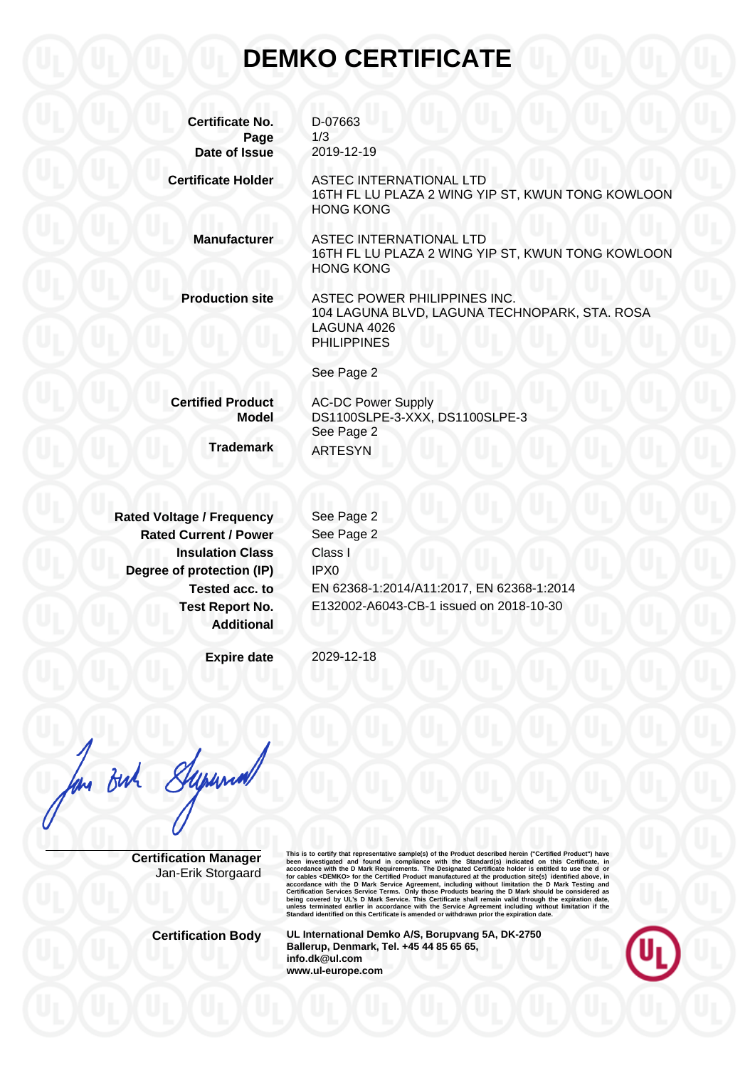# DEMKO CERTIFICATE

| | |
|---|---|
| **Certificate No.** | D-07663 |
| **Page** | 1/3 |
| **Date of Issue** | 2019-12-19 |
| **Certificate Holder** | ASTEC INTERNATIONAL LTD<br>16TH FL LU PLAZA 2 WING YIP ST, KWUN TONG KOWLOON<br>HONG KONG |
| **Manufacturer** | ASTEC INTERNATIONAL LTD<br>16TH FL LU PLAZA 2 WING YIP ST, KWUN TONG KOWLOON<br>HONG KONG |
| **Production site** | ASTEC POWER PHILIPPINES INC.<br>104 LAGUNA BLVD, LAGUNA TECHNOPARK, STA. ROSA<br>LAGUNA 4026<br>PHILIPPINES<br><br>See Page 2 |
| **Certified Product** | AC-DC Power Supply |
| **Model** | DS1100SLPE-3-XXX, DS1100SLPE-3<br>See Page 2 |
| **Trademark** | ARTESYN |
| **Rated Voltage / Frequency** | See Page 2 |
| **Rated Current / Power** | See Page 2 |
| **Insulation Class** | Class I |
| **Degree of protection (IP)** | IPX0 |
| **Tested acc. to** | EN 62368-1:2014/A11:2017, EN 62368-1:2014 |
| **Test Report No.** | E132002-A6043-CB-1 issued on 2018-10-30 |
| **Additional** | |
| **Expire date** | 2029-12-18 |

**Certification Manager**
Jan-Erik Storgaard

This is to certify that representative sample(s) of the Product described herein ("Certified Product") have been investigated and found in compliance with the Standard(s) indicated on this Certificate, in accordance with the D Mark Requirements. The Designated Certificate holder is entitled to use the d or for cables <DEMKO> for the Certified Product manufactured at the production site(s) identified above, in accordance with the D Mark Service Agreement, including without limitation the D Mark Testing and Certification Services Service Terms. Only those Products bearing the D Mark should be considered as being covered by UL's D Mark Service. This Certificate shall remain valid through the expiration date, unless terminated earlier in accordance with the Service Agreement including without limitation if the Standard identified on this Certificate is amended or withdrawn prior the expiration date.

**Certification Body**

**UL International Demko A/S, Borupvang 5A, DK-2750 Ballerup, Denmark, Tel. +45 44 85 65 65, info.dk@ul.com www.ul-europe.com**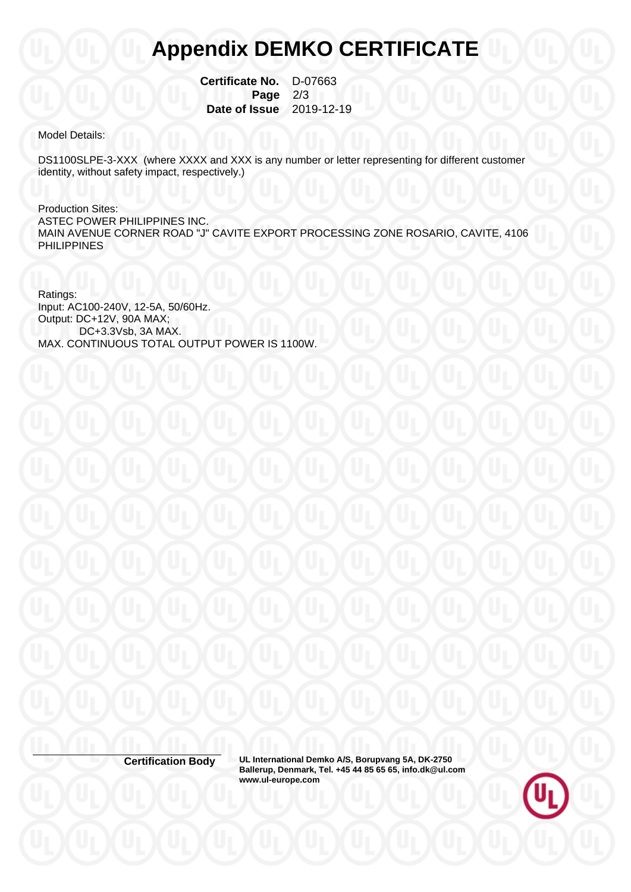# Appendix DEMKO CERTIFICATE

**Certificate No.** D-07663
**Page** 2/3
**Date of Issue** 2019-12-19

Model Details:

DS1100SLPE-3-XXX (where XXXX and XXX is any number or letter representing for different customer identity, without safety impact, respectively.)

Production Sites:
ASTEC POWER PHILIPPINES INC.
MAIN AVENUE CORNER ROAD "J" CAVITE EXPORT PROCESSING ZONE ROSARIO, CAVITE, 4106 PHILIPPINES

Ratings:
Input: AC100-240V, 12-5A, 50/60Hz.
Output: DC+12V, 90A MAX;
DC+3.3Vsb, 3A MAX.
MAX. CONTINUOUS TOTAL OUTPUT POWER IS 1100W.

**Certification Body** **UL International Demko A/S, Borupvang 5A, DK-2750 Ballerup, Denmark, Tel. +45 44 85 65 65, info.dk@ul.com www.ul-europe.com**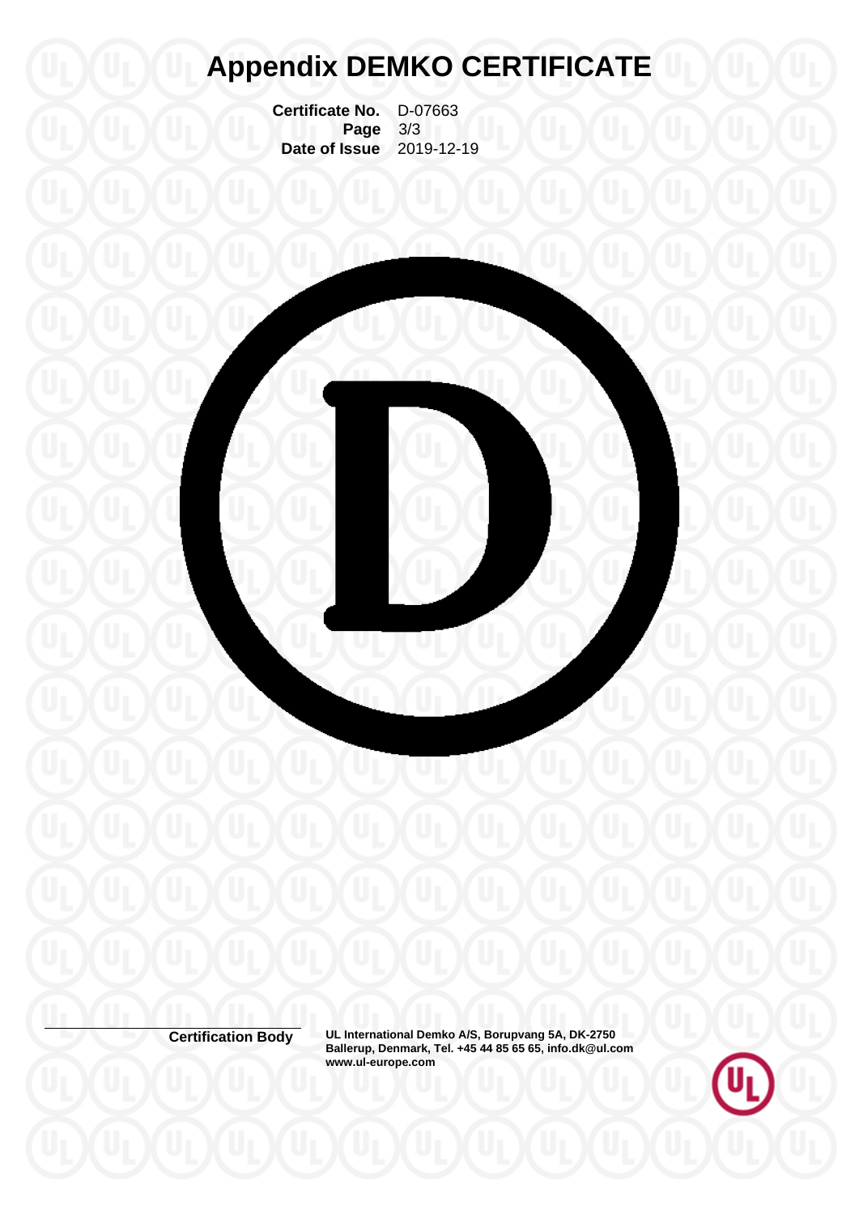# Appendix DEMKO CERTIFICATE

**Certificate No.** D-07663
**Page** 3/3
**Date of Issue** 2019-12-19

**Certification Body**

**UL International Demko A/S, Borupvang 5A, DK-2750 Ballerup, Denmark, Tel. +45 44 85 65 65, info.dk@ul.com www.ul-europe.com**